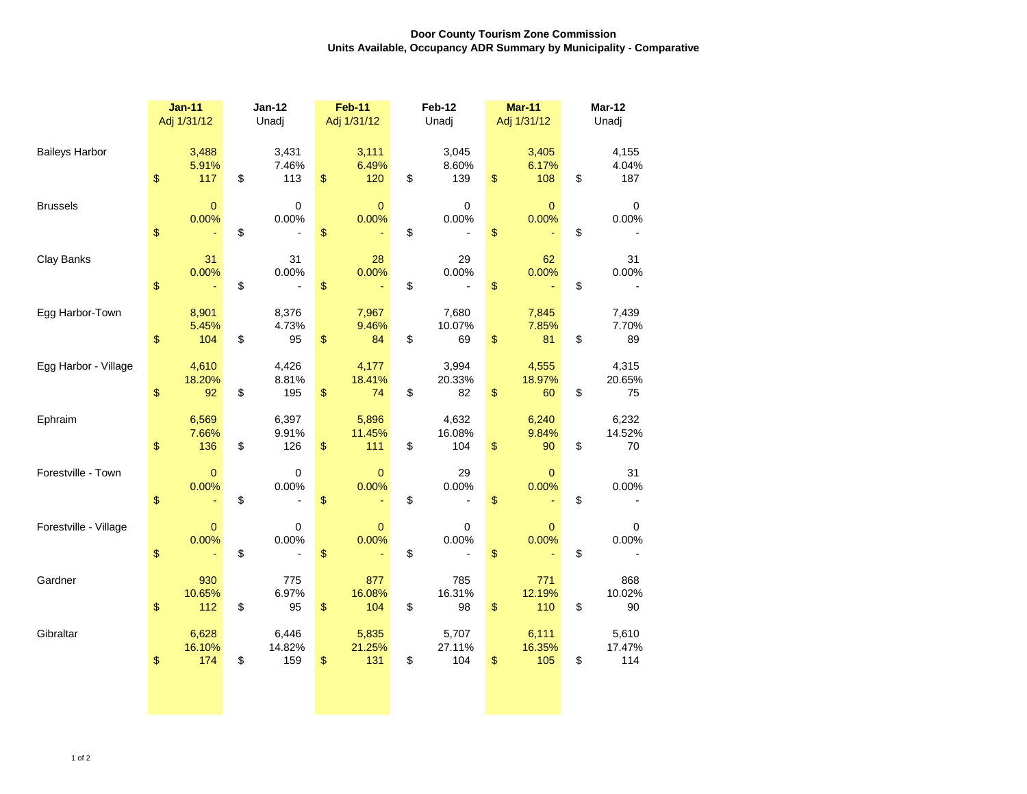**Door County Tourism Zone Commission**
**Units Available, Occupancy ADR Summary by Municipality - Comparative**

| | Jan-11<br>Adj 1/31/12 | Jan-12<br>Unadj | Feb-11<br>Adj 1/31/12 | Feb-12<br>Unadj | Mar-11<br>Adj 1/31/12 | Mar-12<br>Unadj |
|---|---|---|---|---|---|---|
| Baileys Harbor | 3,488 | 3,431 | 3,111 | 3,045 | 3,405 | 4,155 |
| | 5.91% | 7.46% | 6.49% | 8.60% | 6.17% | 4.04% |
| | $ 117 | $ 113 | $ 120 | $ 139 | $ 108 | $ 187 |
| Brussels | 0 | 0 | 0 | 0 | 0 | 0 |
| | 0.00% | 0.00% | 0.00% | 0.00% | 0.00% | 0.00% |
| | $ - | $ - | $ - | $ - | $ - | $ - |
| Clay Banks | 31 | 31 | 28 | 29 | 62 | 31 |
| | 0.00% | 0.00% | 0.00% | 0.00% | 0.00% | 0.00% |
| | $ - | $ - | $ - | $ - | $ - | $ - |
| Egg Harbor-Town | 8,901 | 8,376 | 7,967 | 7,680 | 7,845 | 7,439 |
| | 5.45% | 4.73% | 9.46% | 10.07% | 7.85% | 7.70% |
| | $ 104 | $ 95 | $ 84 | $ 69 | $ 81 | $ 89 |
| Egg Harbor - Village | 4,610 | 4,426 | 4,177 | 3,994 | 4,555 | 4,315 |
| | 18.20% | 8.81% | 18.41% | 20.33% | 18.97% | 20.65% |
| | $ 92 | $ 195 | $ 74 | $ 82 | $ 60 | $ 75 |
| Ephraim | 6,569 | 6,397 | 5,896 | 4,632 | 6,240 | 6,232 |
| | 7.66% | 9.91% | 11.45% | 16.08% | 9.84% | 14.52% |
| | $ 136 | $ 126 | $ 111 | $ 104 | $ 90 | $ 70 |
| Forestville - Town | 0 | 0 | 0 | 29 | 0 | 31 |
| | 0.00% | 0.00% | 0.00% | 0.00% | 0.00% | 0.00% |
| | $ - | $ - | $ - | $ - | $ - | $ - |
| Forestville - Village | 0 | 0 | 0 | 0 | 0 | 0 |
| | 0.00% | 0.00% | 0.00% | 0.00% | 0.00% | 0.00% |
| | $ - | $ - | $ - | $ - | $ - | $ - |
| Gardner | 930 | 775 | 877 | 785 | 771 | 868 |
| | 10.65% | 6.97% | 16.08% | 16.31% | 12.19% | 10.02% |
| | $ 112 | $ 95 | $ 104 | $ 98 | $ 110 | $ 90 |
| Gibraltar | 6,628 | 6,446 | 5,835 | 5,707 | 6,111 | 5,610 |
| | 16.10% | 14.82% | 21.25% | 27.11% | 16.35% | 17.47% |
| | $ 174 | $ 159 | $ 131 | $ 104 | $ 105 | $ 114 |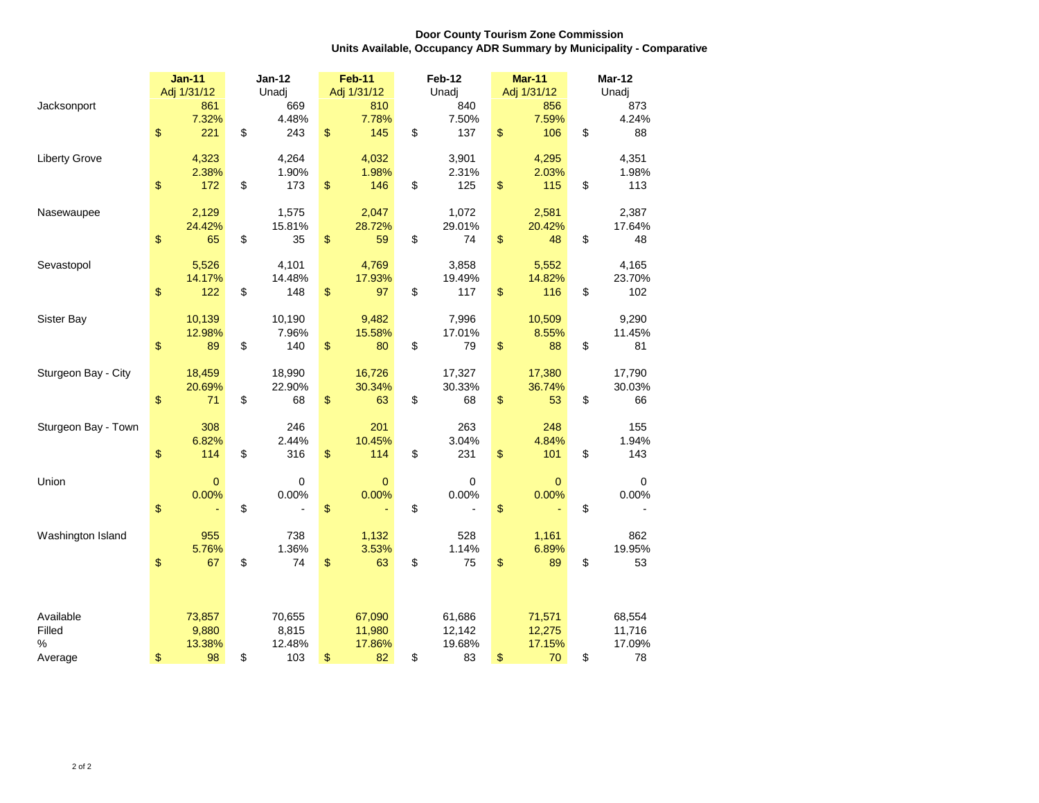**Door County Tourism Zone Commission**
**Units Available, Occupancy ADR Summary by Municipality - Comparative**

| | Jan-11 Adj 1/31/12 | Jan-12 Unadj | Feb-11 Adj 1/31/12 | Feb-12 Unadj | Mar-11 Adj 1/31/12 | Mar-12 Unadj |
|---|---|---|---|---|---|---|
| Jacksonport | 861 | 669 | 810 | 840 | 856 | 873 |
| | 7.32% | 4.48% | 7.78% | 7.50% | 7.59% | 4.24% |
| | $ 221 | $ 243 | $ 145 | $ 137 | $ 106 | $ 88 |
| Liberty Grove | 4,323 | 4,264 | 4,032 | 3,901 | 4,295 | 4,351 |
| | 2.38% | 1.90% | 1.98% | 2.31% | 2.03% | 1.98% |
| | $ 172 | $ 173 | $ 146 | $ 125 | $ 115 | $ 113 |
| Nasewaupee | 2,129 | 1,575 | 2,047 | 1,072 | 2,581 | 2,387 |
| | 24.42% | 15.81% | 28.72% | 29.01% | 20.42% | 17.64% |
| | $ 65 | $ 35 | $ 59 | $ 74 | $ 48 | $ 48 |
| Sevastopol | 5,526 | 4,101 | 4,769 | 3,858 | 5,552 | 4,165 |
| | 14.17% | 14.48% | 17.93% | 19.49% | 14.82% | 23.70% |
| | $ 122 | $ 148 | $ 97 | $ 117 | $ 116 | $ 102 |
| Sister Bay | 10,139 | 10,190 | 9,482 | 7,996 | 10,509 | 9,290 |
| | 12.98% | 7.96% | 15.58% | 17.01% | 8.55% | 11.45% |
| | $ 89 | $ 140 | $ 80 | $ 79 | $ 88 | $ 81 |
| Sturgeon Bay - City | 18,459 | 18,990 | 16,726 | 17,327 | 17,380 | 17,790 |
| | 20.69% | 22.90% | 30.34% | 30.33% | 36.74% | 30.03% |
| | $ 71 | $ 68 | $ 63 | $ 68 | $ 53 | $ 66 |
| Sturgeon Bay - Town | 308 | 246 | 201 | 263 | 248 | 155 |
| | 6.82% | 2.44% | 10.45% | 3.04% | 4.84% | 1.94% |
| | $ 114 | $ 316 | $ 114 | $ 231 | $ 101 | $ 143 |
| Union | 0 | 0 | 0 | 0 | 0 | 0 |
| | 0.00% | 0.00% | 0.00% | 0.00% | 0.00% | 0.00% |
| | $ - | $ - | $ - | $ - | $ - | $ - |
| Washington Island | 955 | 738 | 1,132 | 528 | 1,161 | 862 |
| | 5.76% | 1.36% | 3.53% | 1.14% | 6.89% | 19.95% |
| | $ 67 | $ 74 | $ 63 | $ 75 | $ 89 | $ 53 |
| Available | 73,857 | 70,655 | 67,090 | 61,686 | 71,571 | 68,554 |
| Filled | 9,880 | 8,815 | 11,980 | 12,142 | 12,275 | 11,716 |
| % | 13.38% | 12.48% | 17.86% | 19.68% | 17.15% | 17.09% |
| Average | $ 98 | $ 103 | $ 82 | $ 83 | $ 70 | $ 78 |